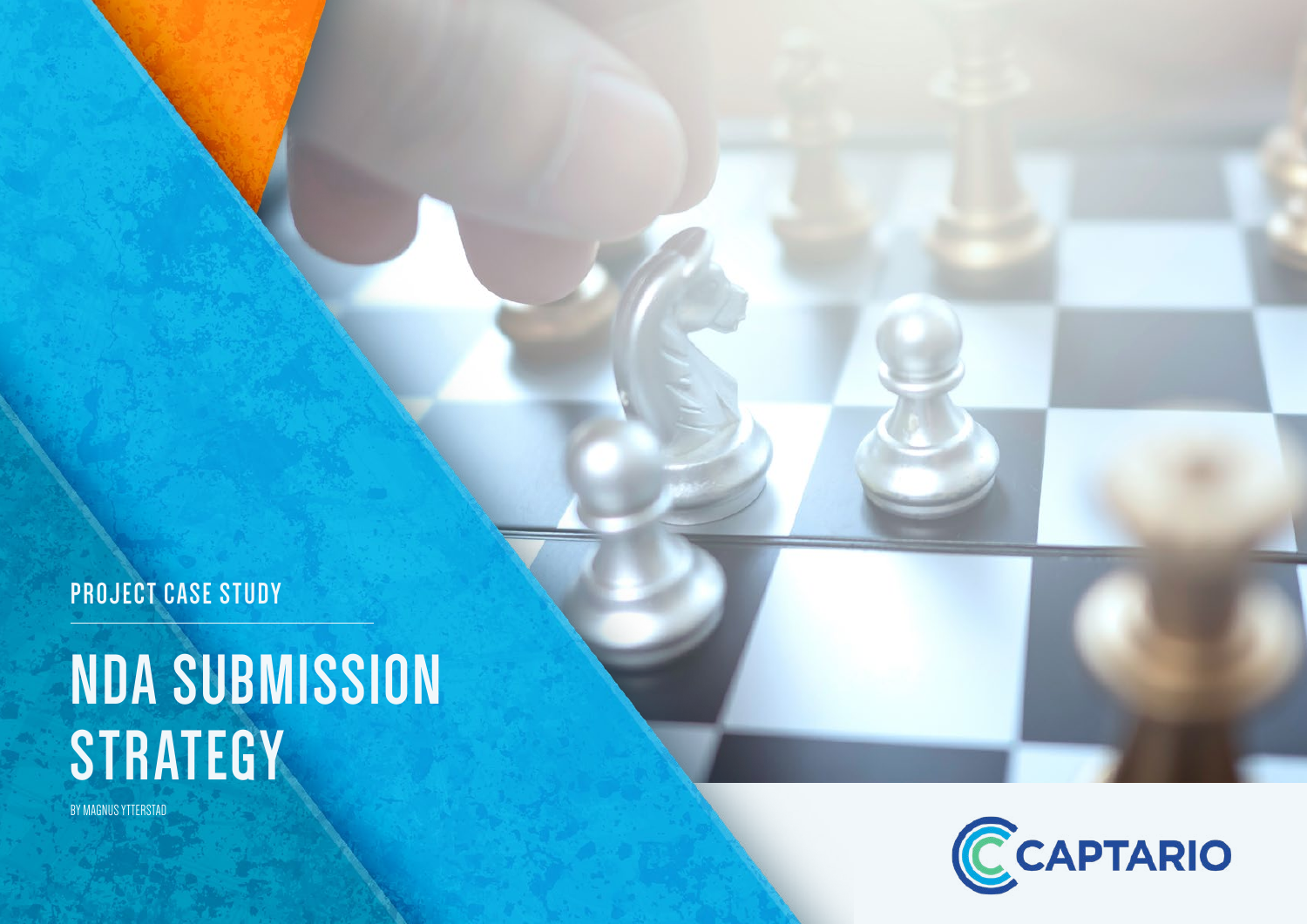PROJECT CASE STUDY

# NDA SUBMISSION STRATEGY

BY MAGNUS YTTERSTAD

CAPTARIO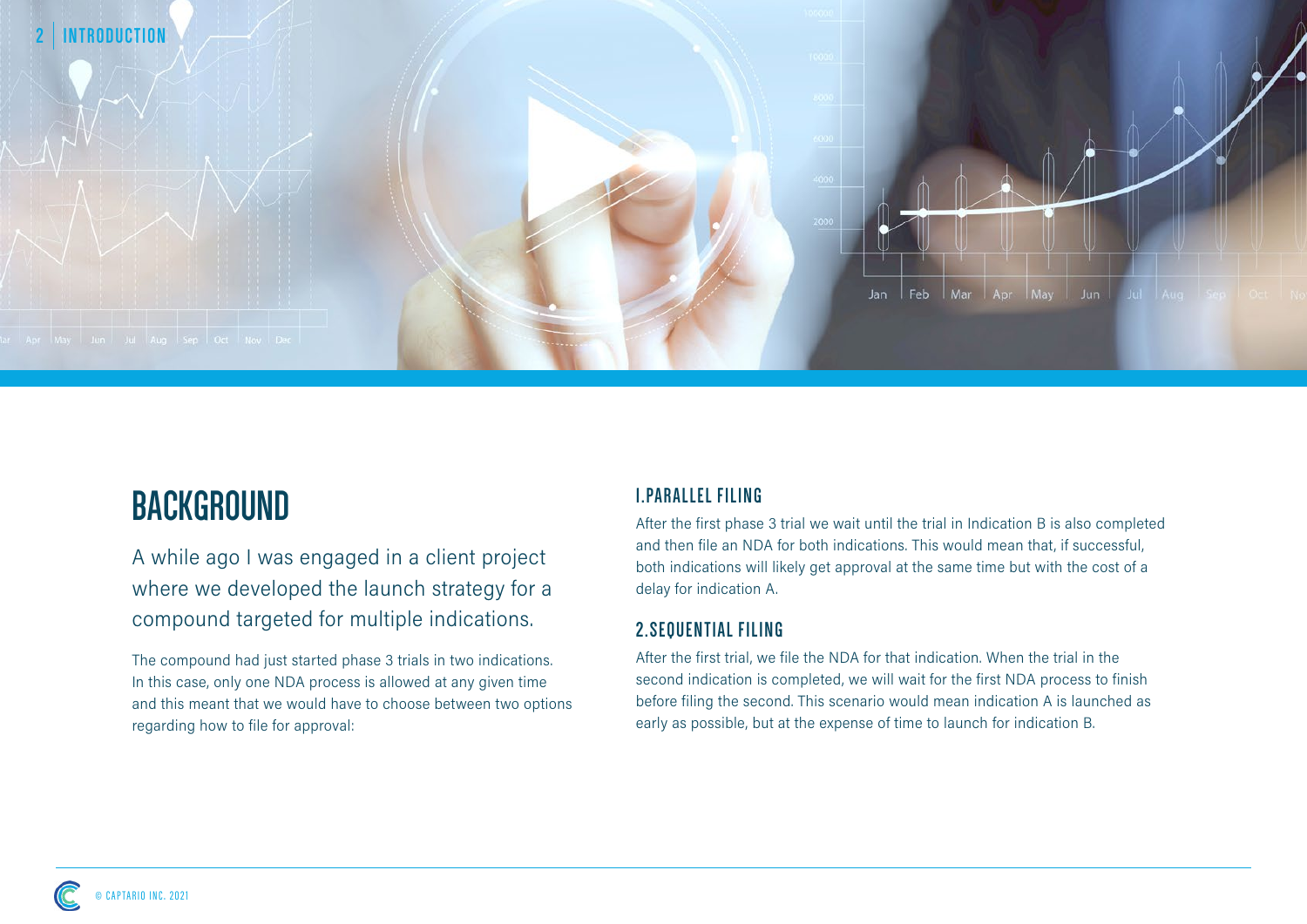# BACKGROUND

A while ago I was engaged in a client project where we developed the launch strategy for a compound targeted for multiple indications.

The compound had just started phase 3 trials in two indications. In this case, only one NDA process is allowed at any given time and this meant that we would have to choose between two options regarding how to file for approval:

### I.PARALLEL FILING

After the first phase 3 trial we wait until the trial in Indication B is also completed and then file an NDA for both indications. This would mean that, if successful, both indications will likely get approval at the same time but with the cost of a delay for indication A.

### 2.SEQUENTIAL FILING

After the first trial, we file the NDA for that indication. When the trial in the second indication is completed, we will wait for the first NDA process to finish before filing the second. This scenario would mean indication A is launched as early as possible, but at the expense of time to launch for indication B.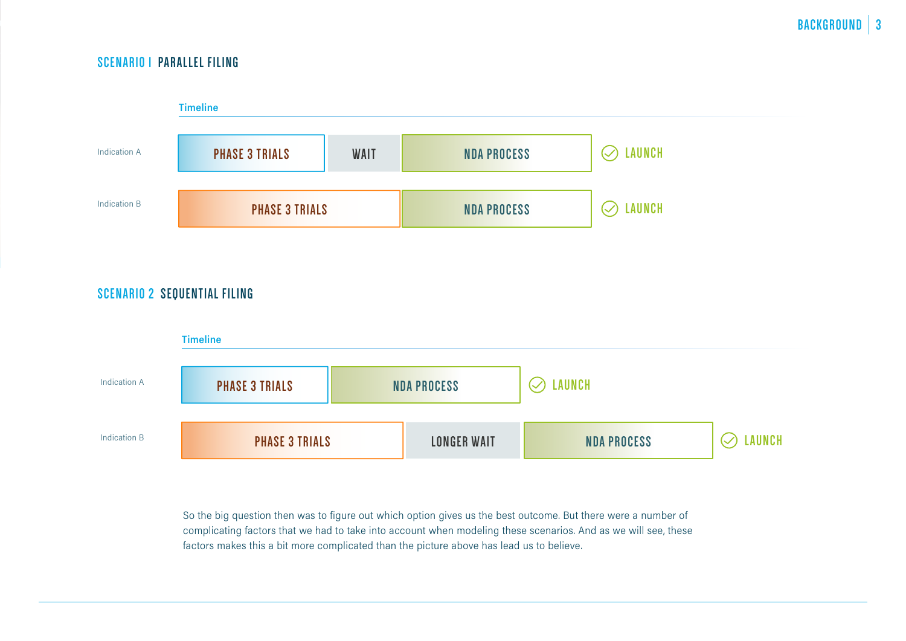## SCENARIO I PARALLEL FILING

Timeline

| | | | | |
|---|---|---|---|---|
| Indication A | PHASE 3 TRIALS | WAIT | NDA PROCESS | LAUNCH |
| Indication B | PHASE 3 TRIALS | | NDA PROCESS | LAUNCH |

## SCENARIO 2 SEQUENTIAL FILING

Timeline

| | | | | |
|---|---|---|---|---|
| Indication A | PHASE 3 TRIALS | | NDA PROCESS | LAUNCH |
| Indication B | PHASE 3 TRIALS | LONGER WAIT | NDA PROCESS | LAUNCH |

So the big question then was to figure out which option gives us the best outcome. But there were a number of complicating factors that we had to take into account when modeling these scenarios. And as we will see, these factors makes this a bit more complicated than the picture above has lead us to believe.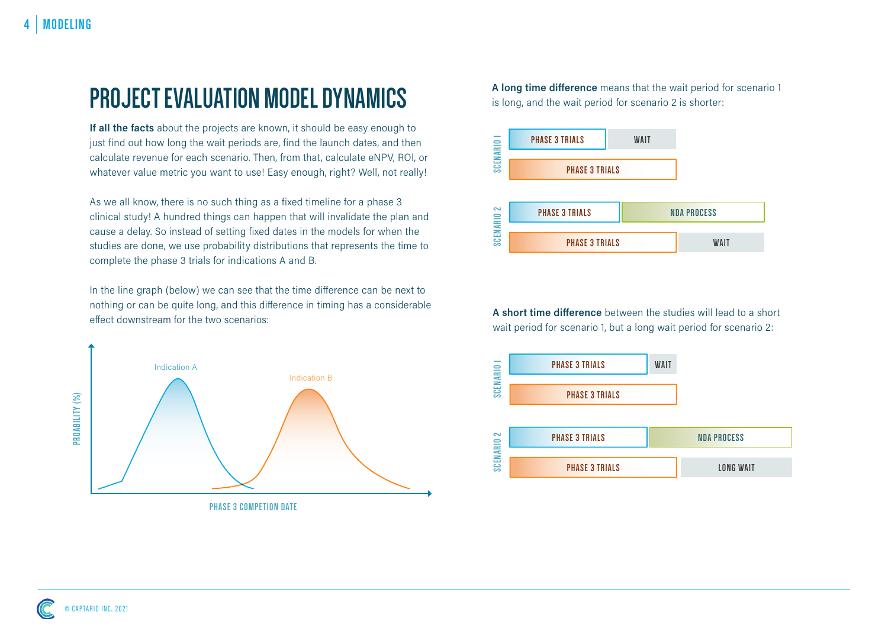# PROJECT EVALUATION MODEL DYNAMICS

**If all the facts** about the projects are known, it should be easy enough to just find out how long the wait periods are, find the launch dates, and then calculate revenue for each scenario. Then, from that, calculate eNPV, ROI, or whatever value metric you want to use! Easy enough, right? Well, not really!

As we all know, there is no such thing as a fixed timeline for a phase 3 clinical study! A hundred things can happen that will invalidate the plan and cause a delay. So instead of setting fixed dates in the models for when the studies are done, we use probability distributions that represents the time to complete the phase 3 trials for indications A and B.

In the line graph (below) we can see that the time difference can be next to nothing or can be quite long, and this difference in timing has a considerable effect downstream for the two scenarios:

**A long time difference** means that the wait period for scenario 1 is long, and the wait period for scenario 2 is shorter:

**A short time difference** between the studies will lead to a short wait period for scenario 1, but a long wait period for scenario 2: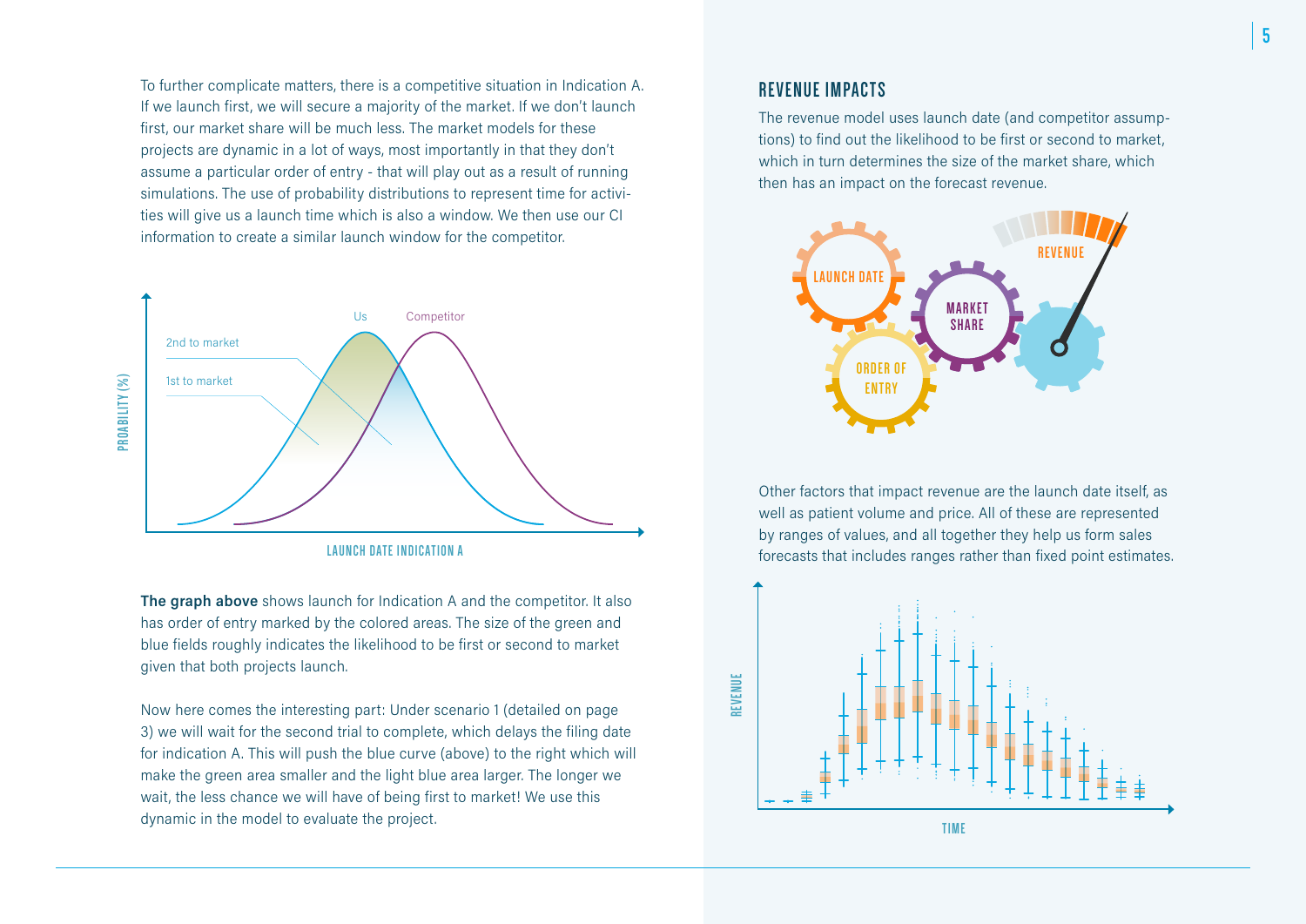To further complicate matters, there is a competitive situation in Indication A. If we launch first, we will secure a majority of the market. If we don't launch first, our market share will be much less. The market models for these projects are dynamic in a lot of ways, most importantly in that they don't assume a particular order of entry - that will play out as a result of running simulations. The use of probability distributions to represent time for activities will give us a launch time which is also a window. We then use our CI information to create a similar launch window for the competitor.

**The graph above** shows launch for Indication A and the competitor. It also has order of entry marked by the colored areas. The size of the green and blue fields roughly indicates the likelihood to be first or second to market given that both projects launch.

Now here comes the interesting part: Under scenario 1 (detailed on page 3) we will wait for the second trial to complete, which delays the filing date for indication A. This will push the blue curve (above) to the right which will make the green area smaller and the light blue area larger. The longer we wait, the less chance we will have of being first to market! We use this dynamic in the model to evaluate the project.

## REVENUE IMPACTS

The revenue model uses launch date (and competitor assumptions) to find out the likelihood to be first or second to market, which in turn determines the size of the market share, which then has an impact on the forecast revenue.

Other factors that impact revenue are the launch date itself, as well as patient volume and price. All of these are represented by ranges of values, and all together they help us form sales forecasts that includes ranges rather than fixed point estimates.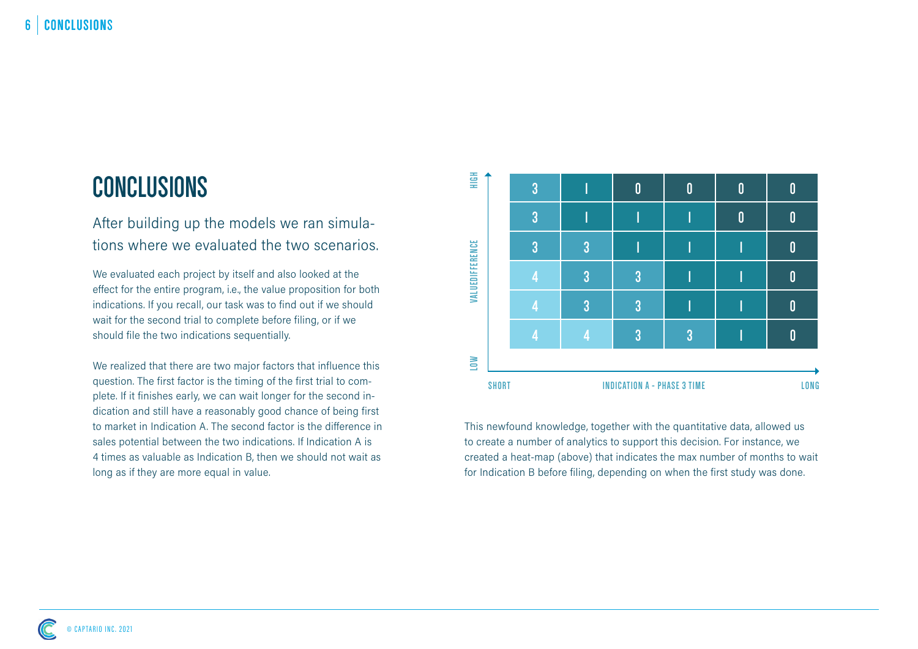# CONCLUSIONS

After building up the models we ran simulations where we evaluated the two scenarios.

We evaluated each project by itself and also looked at the effect for the entire program, i.e., the value proposition for both indications. If you recall, our task was to find out if we should wait for the second trial to complete before filing, or if we should file the two indications sequentially.

We realized that there are two major factors that influence this question. The first factor is the timing of the first trial to complete. If it finishes early, we can wait longer for the second indication and still have a reasonably good chance of being first to market in Indication A. The second factor is the difference in sales potential between the two indications. If Indication A is 4 times as valuable as Indication B, then we should not wait as long as if they are more equal in value.

| VALUEDIFFERENCE ↓ / INDICATION A - PHASE 3 TIME → | SHORT | | | | | LONG |
|---|---|---|---|---|---|---|
| HIGH | 3 | 1 | 0 | 0 | 0 | 0 |
| | 3 | 1 | 1 | 1 | 0 | 0 |
| | 3 | 3 | 1 | 1 | 1 | 0 |
| | 4 | 3 | 3 | 1 | 1 | 0 |
| | 4 | 3 | 3 | 1 | 1 | 0 |
| LOW | 4 | 4 | 3 | 3 | 1 | 0 |

This newfound knowledge, together with the quantitative data, allowed us to create a number of analytics to support this decision. For instance, we created a heat-map (above) that indicates the max number of months to wait for Indication B before filing, depending on when the first study was done.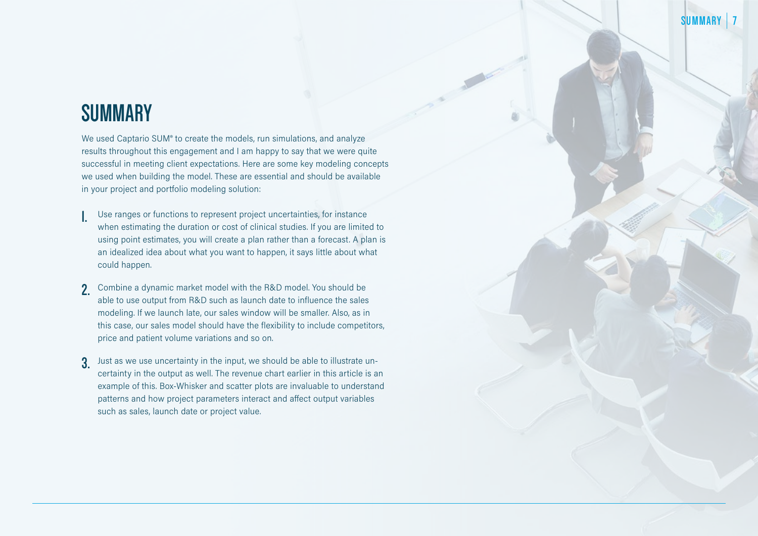# SUMMARY

We used Captario SUM® to create the models, run simulations, and analyze results throughout this engagement and I am happy to say that we were quite successful in meeting client expectations. Here are some key modeling concepts we used when building the model. These are essential and should be available in your project and portfolio modeling solution:

1. Use ranges or functions to represent project uncertainties, for instance when estimating the duration or cost of clinical studies. If you are limited to using point estimates, you will create a plan rather than a forecast. A plan is an idealized idea about what you want to happen, it says little about what could happen.

2. Combine a dynamic market model with the R&D model. You should be able to use output from R&D such as launch date to influence the sales modeling. If we launch late, our sales window will be smaller. Also, as in this case, our sales model should have the flexibility to include competitors, price and patient volume variations and so on.

3. Just as we use uncertainty in the input, we should be able to illustrate uncertainty in the output as well. The revenue chart earlier in this article is an example of this. Box-Whisker and scatter plots are invaluable to understand patterns and how project parameters interact and affect output variables such as sales, launch date or project value.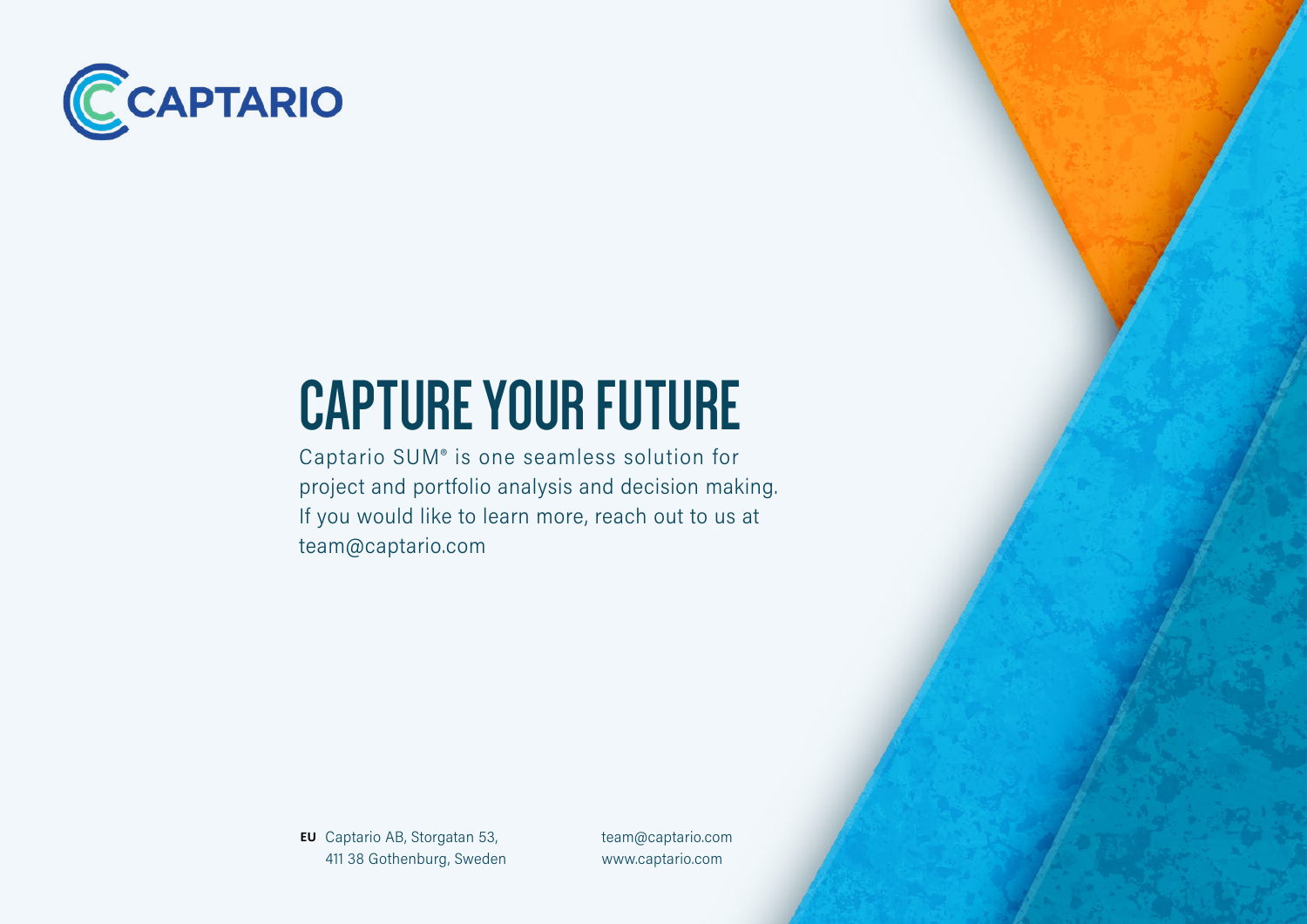CAPTARIO

# CAPTURE YOUR FUTURE

Captario SUM® is one seamless solution for project and portfolio analysis and decision making. If you would like to learn more, reach out to us at team@captario.com

**EU** Captario AB, Storgatan 53,
411 38 Gothenburg, Sweden

team@captario.com
www.captario.com